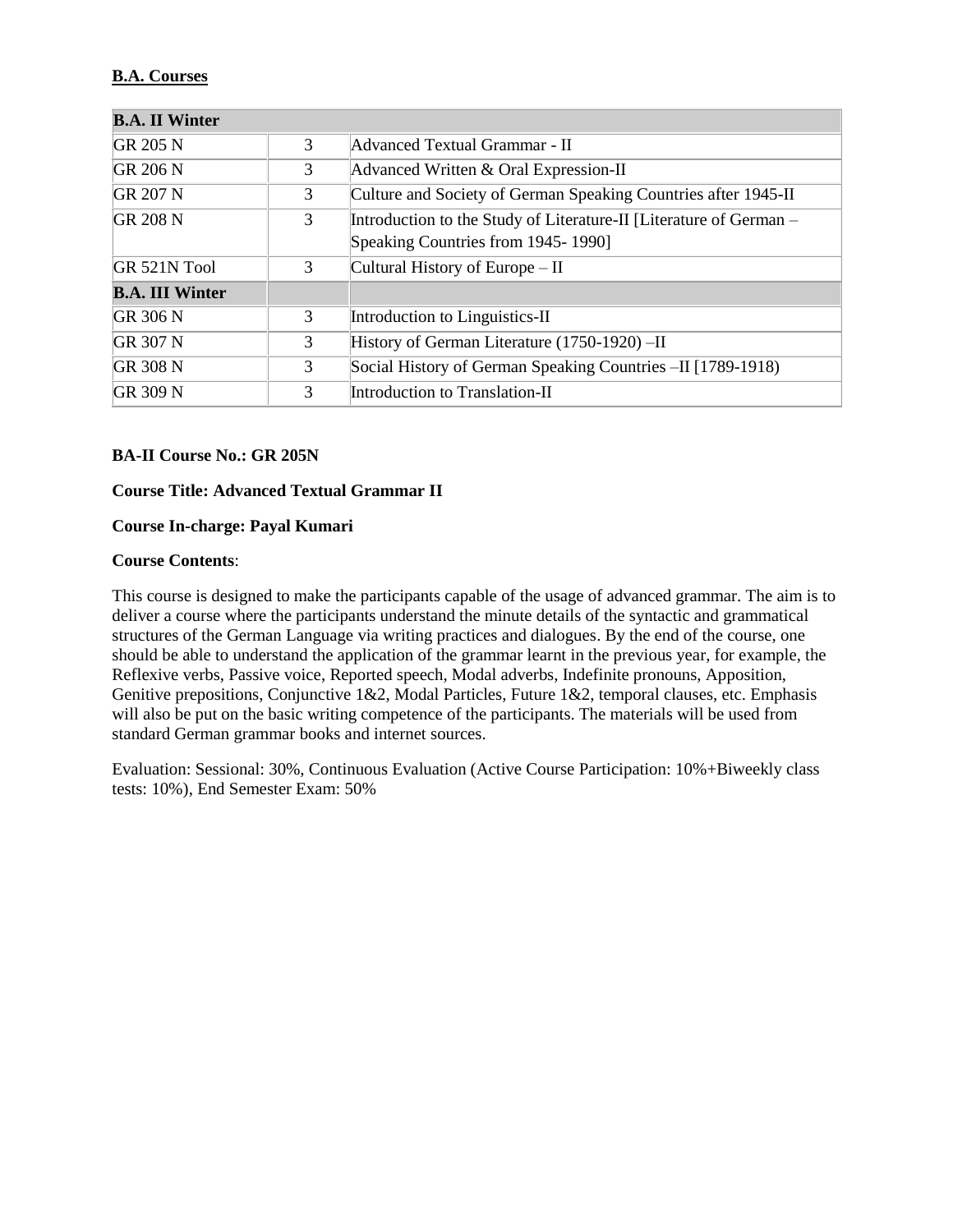**B.A. Courses**

| **B.A. II Winter** | | |
|---|---|---|
| GR 205 N | 3 | Advanced Textual Grammar - II |
| GR 206 N | 3 | Advanced Written & Oral Expression-II |
| GR 207 N | 3 | Culture and Society of German Speaking Countries after 1945-II |
| GR 208 N | 3 | Introduction to the Study of Literature-II [Literature of German – Speaking Countries from 1945- 1990] |
| GR 521N Tool | 3 | Cultural History of Europe – II |
| **B.A. III Winter** | | |
| GR 306 N | 3 | Introduction to Linguistics-II |
| GR 307 N | 3 | History of German Literature (1750-1920) –II |
| GR 308 N | 3 | Social History of German Speaking Countries –II [1789-1918) |
| GR 309 N | 3 | Introduction to Translation-II |

**BA-II Course No.: GR 205N**

**Course Title: Advanced Textual Grammar II**

**Course In-charge: Payal Kumari**

**Course Contents**:

This course is designed to make the participants capable of the usage of advanced grammar. The aim is to deliver a course where the participants understand the minute details of the syntactic and grammatical structures of the German Language via writing practices and dialogues. By the end of the course, one should be able to understand the application of the grammar learnt in the previous year, for example, the Reflexive verbs, Passive voice, Reported speech, Modal adverbs, Indefinite pronouns, Apposition, Genitive prepositions, Conjunctive 1&2, Modal Particles, Future 1&2, temporal clauses, etc. Emphasis will also be put on the basic writing competence of the participants. The materials will be used from standard German grammar books and internet sources.

Evaluation: Sessional: 30%, Continuous Evaluation (Active Course Participation: 10%+Biweekly class tests: 10%), End Semester Exam: 50%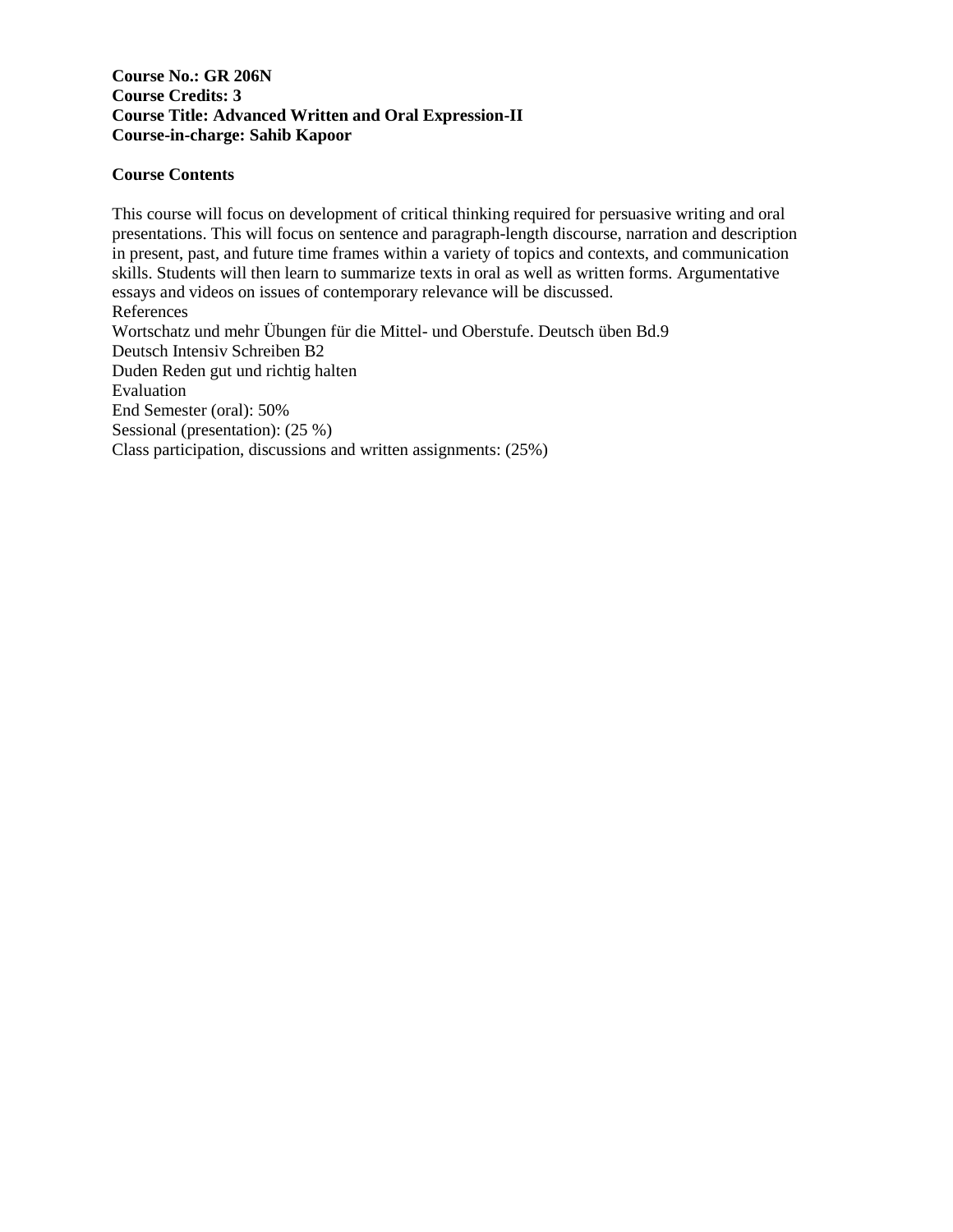**Course No.: GR 206N**
**Course Credits: 3**
**Course Title: Advanced Written and Oral Expression-II**
**Course-in-charge: Sahib Kapoor**

**Course Contents**

This course will focus on development of critical thinking required for persuasive writing and oral presentations. This will focus on sentence and paragraph-length discourse, narration and description in present, past, and future time frames within a variety of topics and contexts, and communication skills. Students will then learn to summarize texts in oral as well as written forms. Argumentative essays and videos on issues of contemporary relevance will be discussed.

References

Wortschatz und mehr Übungen für die Mittel- und Oberstufe. Deutsch üben Bd.9

Deutsch Intensiv Schreiben B2

Duden Reden gut und richtig halten

Evaluation

End Semester (oral): 50%

Sessional (presentation): (25 %)

Class participation, discussions and written assignments: (25%)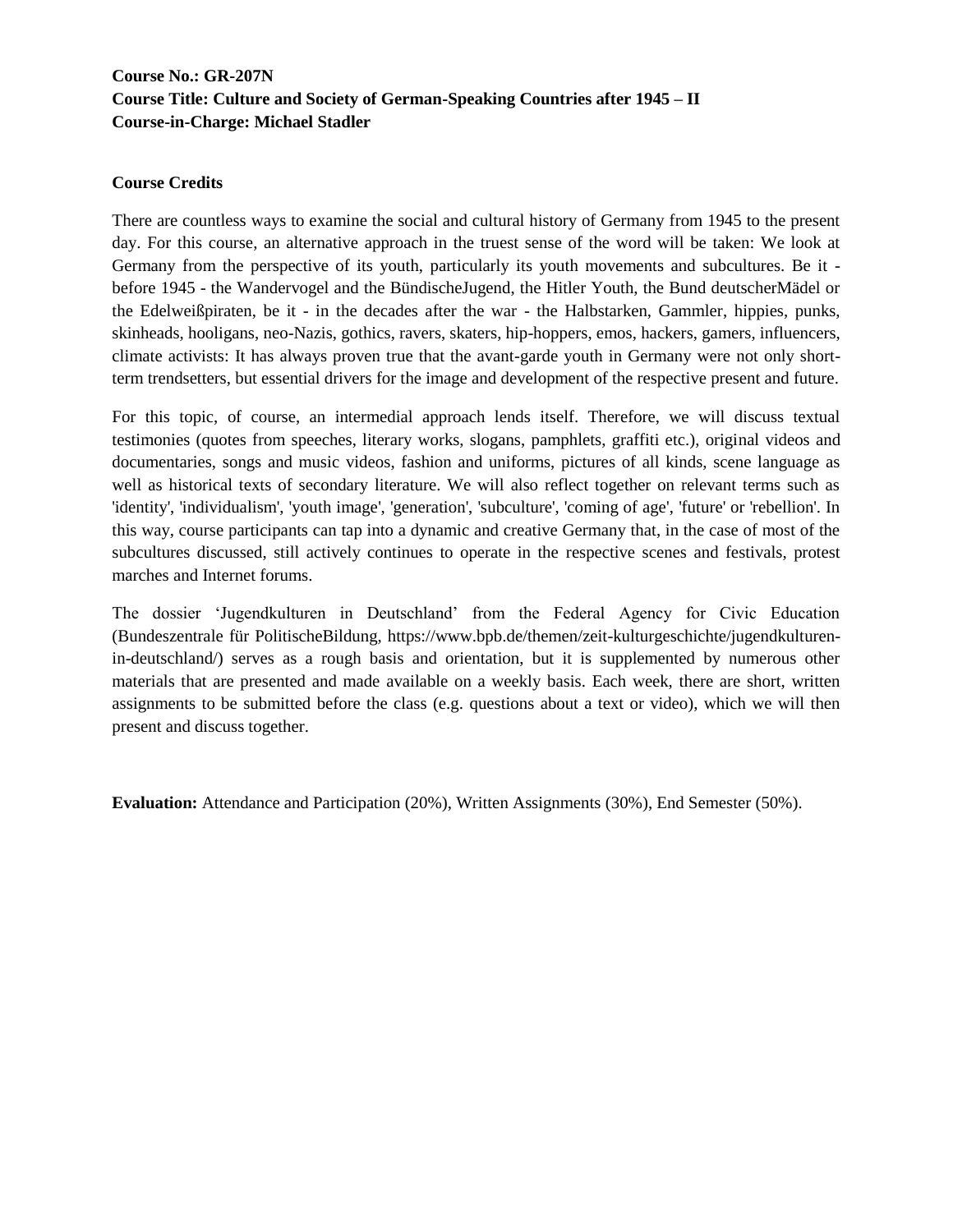**Course No.: GR-207N**
**Course Title: Culture and Society of German-Speaking Countries after 1945 – II**
**Course-in-Charge: Michael Stadler**

**Course Credits**

There are countless ways to examine the social and cultural history of Germany from 1945 to the present day. For this course, an alternative approach in the truest sense of the word will be taken: We look at Germany from the perspective of its youth, particularly its youth movements and subcultures. Be it - before 1945 - the Wandervogel and the BündischeJugend, the Hitler Youth, the Bund deutscherMädel or the Edelweißpiraten, be it - in the decades after the war - the Halbstarken, Gammler, hippies, punks, skinheads, hooligans, neo-Nazis, gothics, ravers, skaters, hip-hoppers, emos, hackers, gamers, influencers, climate activists: It has always proven true that the avant-garde youth in Germany were not only short-term trendsetters, but essential drivers for the image and development of the respective present and future.

For this topic, of course, an intermedial approach lends itself. Therefore, we will discuss textual testimonies (quotes from speeches, literary works, slogans, pamphlets, graffiti etc.), original videos and documentaries, songs and music videos, fashion and uniforms, pictures of all kinds, scene language as well as historical texts of secondary literature. We will also reflect together on relevant terms such as 'identity', 'individualism', 'youth image', 'generation', 'subculture', 'coming of age', 'future' or 'rebellion'. In this way, course participants can tap into a dynamic and creative Germany that, in the case of most of the subcultures discussed, still actively continues to operate in the respective scenes and festivals, protest marches and Internet forums.

The dossier 'Jugendkulturen in Deutschland' from the Federal Agency for Civic Education (Bundeszentrale für PolitischeBildung, https://www.bpb.de/themen/zeit-kulturgeschichte/jugendkulturen-in-deutschland/) serves as a rough basis and orientation, but it is supplemented by numerous other materials that are presented and made available on a weekly basis. Each week, there are short, written assignments to be submitted before the class (e.g. questions about a text or video), which we will then present and discuss together.

**Evaluation:** Attendance and Participation (20%), Written Assignments (30%), End Semester (50%).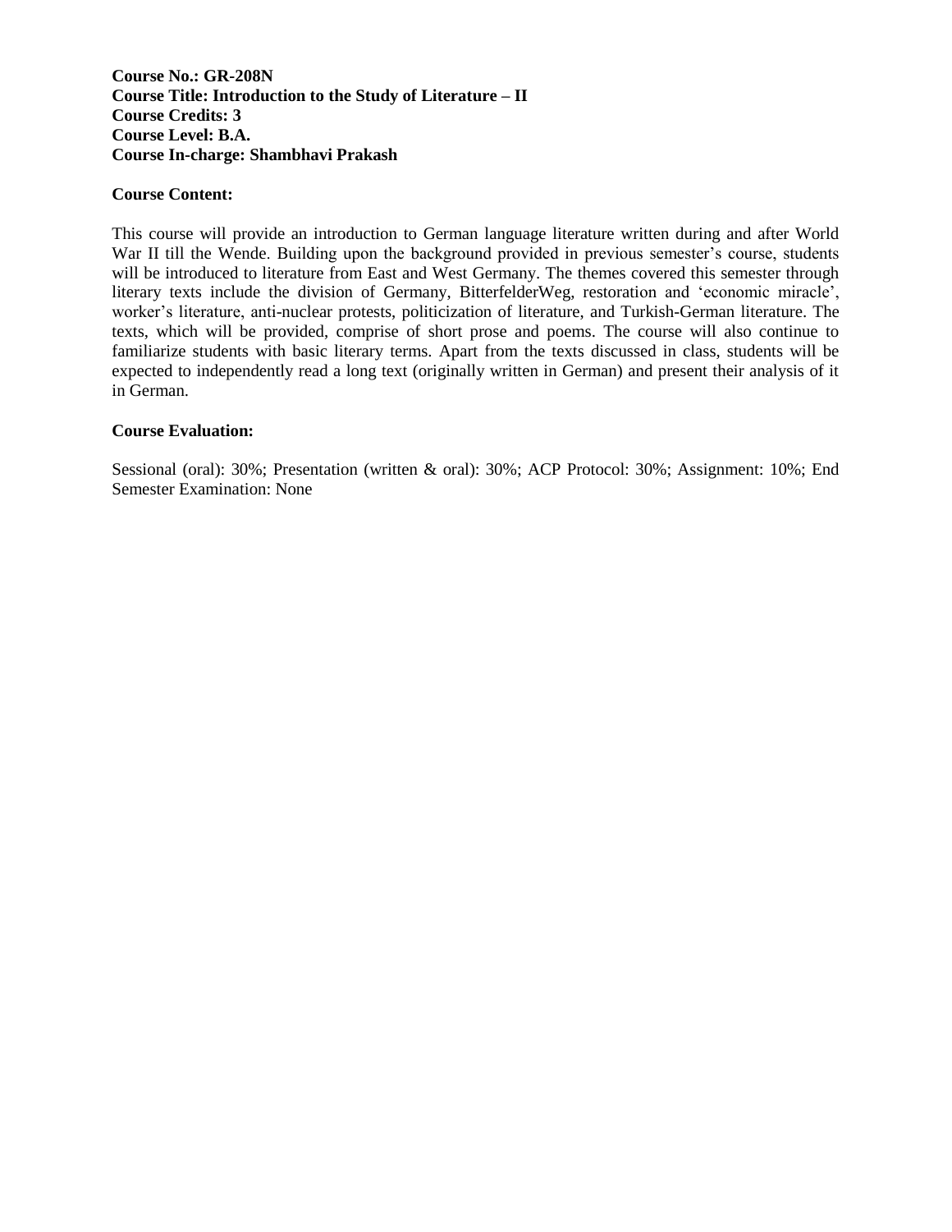**Course No.: GR-208N**
**Course Title: Introduction to the Study of Literature – II**
**Course Credits: 3**
**Course Level: B.A.**
**Course In-charge: Shambhavi Prakash**

**Course Content:**

This course will provide an introduction to German language literature written during and after World War II till the Wende. Building upon the background provided in previous semester's course, students will be introduced to literature from East and West Germany. The themes covered this semester through literary texts include the division of Germany, BitterfelderWeg, restoration and 'economic miracle', worker's literature, anti-nuclear protests, politicization of literature, and Turkish-German literature. The texts, which will be provided, comprise of short prose and poems. The course will also continue to familiarize students with basic literary terms. Apart from the texts discussed in class, students will be expected to independently read a long text (originally written in German) and present their analysis of it in German.

**Course Evaluation:**

Sessional (oral): 30%; Presentation (written & oral): 30%; ACP Protocol: 30%; Assignment: 10%; End Semester Examination: None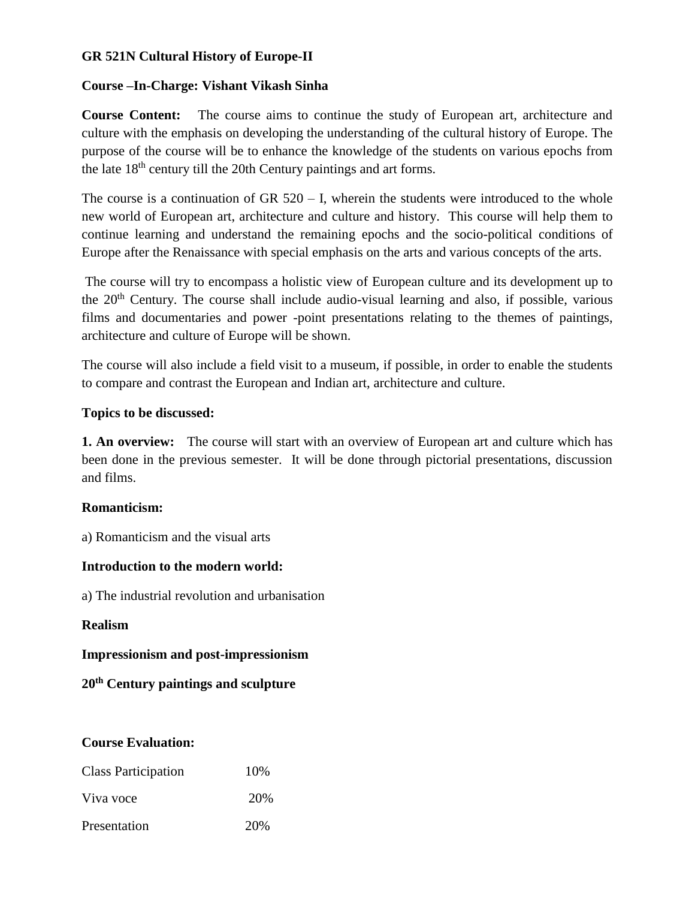**GR 521N Cultural History of Europe-II**

**Course –In-Charge: Vishant Vikash Sinha**

**Course Content:** The course aims to continue the study of European art, architecture and culture with the emphasis on developing the understanding of the cultural history of Europe. The purpose of the course will be to enhance the knowledge of the students on various epochs from the late 18th century till the 20th Century paintings and art forms.

The course is a continuation of GR 520 – I, wherein the students were introduced to the whole new world of European art, architecture and culture and history. This course will help them to continue learning and understand the remaining epochs and the socio-political conditions of Europe after the Renaissance with special emphasis on the arts and various concepts of the arts.

The course will try to encompass a holistic view of European culture and its development up to the 20th Century. The course shall include audio-visual learning and also, if possible, various films and documentaries and power -point presentations relating to the themes of paintings, architecture and culture of Europe will be shown.

The course will also include a field visit to a museum, if possible, in order to enable the students to compare and contrast the European and Indian art, architecture and culture.

**Topics to be discussed:**

**1. An overview:** The course will start with an overview of European art and culture which has been done in the previous semester. It will be done through pictorial presentations, discussion and films.

**Romanticism:**

a) Romanticism and the visual arts

**Introduction to the modern world:**

a) The industrial revolution and urbanisation

**Realism**

**Impressionism and post-impressionism**

**20th Century paintings and sculpture**

**Course Evaluation:**

| | |
|---|---|
| Class Participation | 10% |
| Viva voce | 20% |
| Presentation | 20% |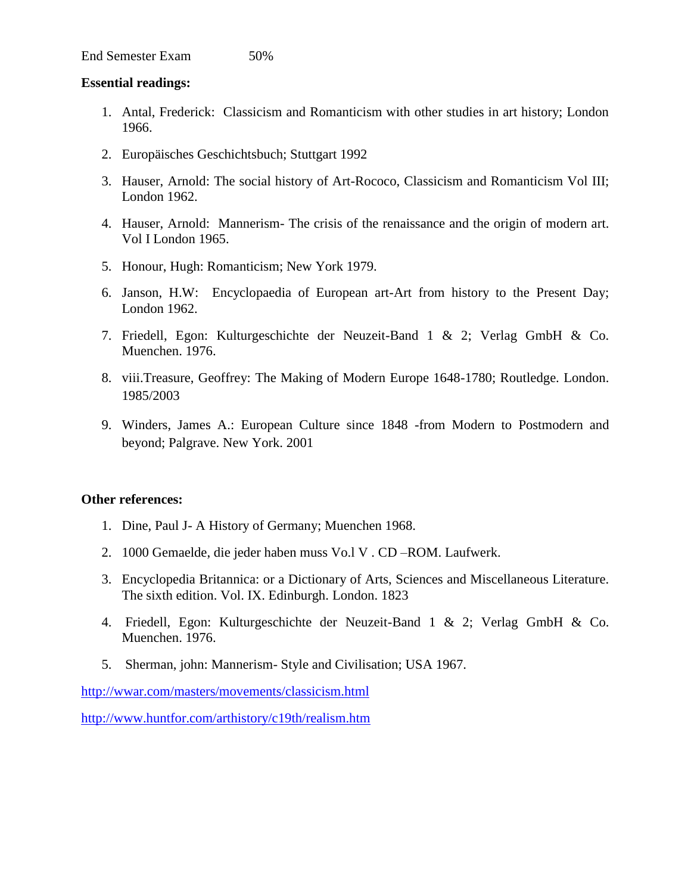End Semester Exam 50%

**Essential readings:**

1. Antal, Frederick: Classicism and Romanticism with other studies in art history; London 1966.
2. Europäisches Geschichtsbuch; Stuttgart 1992
3. Hauser, Arnold: The social history of Art-Rococo, Classicism and Romanticism Vol III; London 1962.
4. Hauser, Arnold: Mannerism- The crisis of the renaissance and the origin of modern art. Vol I London 1965.
5. Honour, Hugh: Romanticism; New York 1979.
6. Janson, H.W: Encyclopaedia of European art-Art from history to the Present Day; London 1962.
7. Friedell, Egon: Kulturgeschichte der Neuzeit-Band 1 & 2; Verlag GmbH & Co. Muenchen. 1976.
8. viii.Treasure, Geoffrey: The Making of Modern Europe 1648-1780; Routledge. London. 1985/2003
9. Winders, James A.: European Culture since 1848 -from Modern to Postmodern and beyond; Palgrave. New York. 2001

**Other references:**

1. Dine, Paul J- A History of Germany; Muenchen 1968.
2. 1000 Gemaelde, die jeder haben muss Vo.l V . CD –ROM. Laufwerk.
3. Encyclopedia Britannica: or a Dictionary of Arts, Sciences and Miscellaneous Literature. The sixth edition. Vol. IX. Edinburgh. London. 1823
4. Friedell, Egon: Kulturgeschichte der Neuzeit-Band 1 & 2; Verlag GmbH & Co. Muenchen. 1976.
5. Sherman, john: Mannerism- Style and Civilisation; USA 1967.

http://wwar.com/masters/movements/classicism.html

http://www.huntfor.com/arthistory/c19th/realism.htm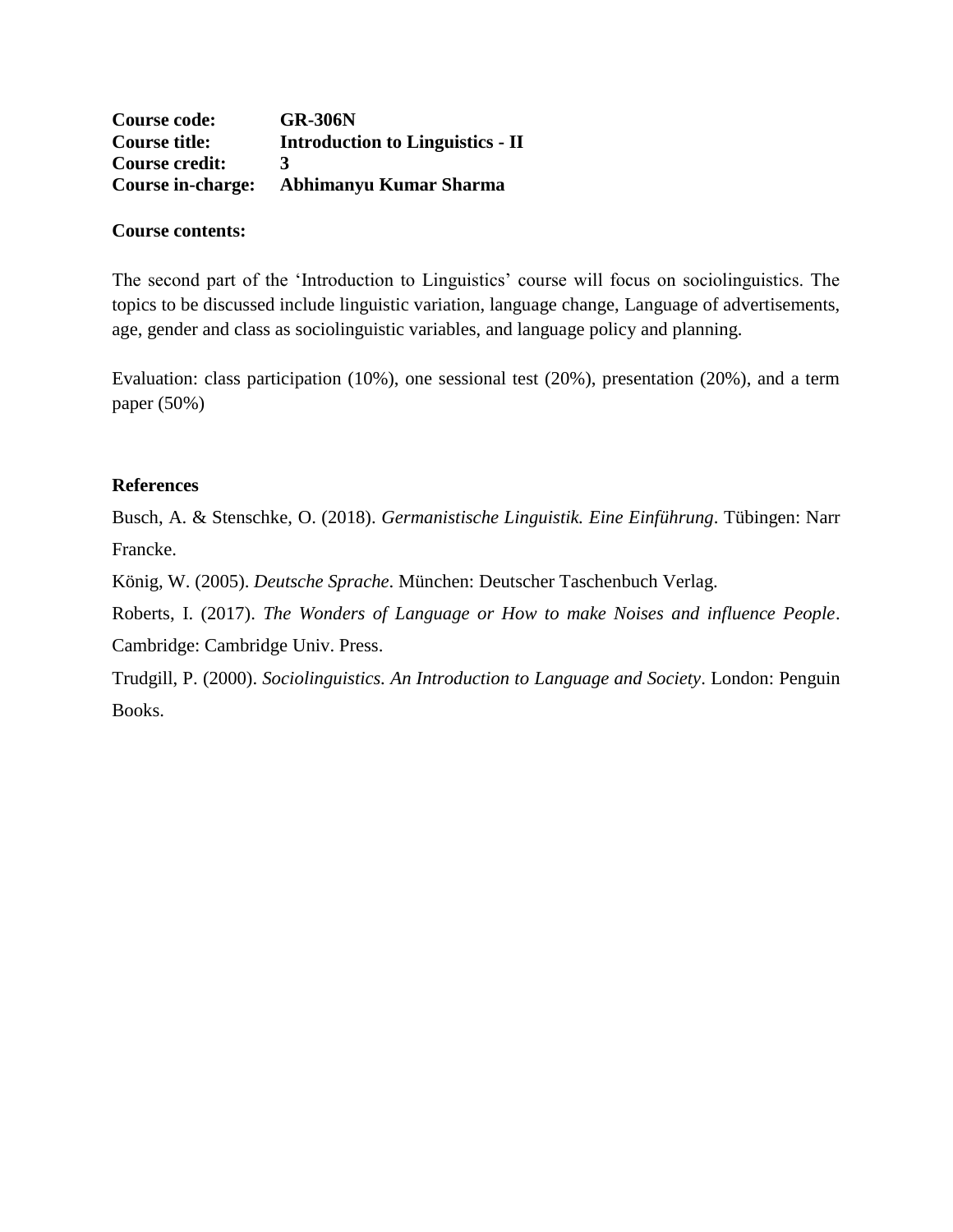**Course code:** **GR-306N**
**Course title:** **Introduction to Linguistics - II**
**Course credit:** **3**
**Course in-charge:** **Abhimanyu Kumar Sharma**

**Course contents:**

The second part of the 'Introduction to Linguistics' course will focus on sociolinguistics. The topics to be discussed include linguistic variation, language change, Language of advertisements, age, gender and class as sociolinguistic variables, and language policy and planning.

Evaluation: class participation (10%), one sessional test (20%), presentation (20%), and a term paper (50%)

**References**

Busch, A. & Stenschke, O. (2018). *Germanistische Linguistik. Eine Einführung*. Tübingen: Narr Francke.

König, W. (2005). *Deutsche Sprache*. München: Deutscher Taschenbuch Verlag.

Roberts, I. (2017). *The Wonders of Language or How to make Noises and influence People*. Cambridge: Cambridge Univ. Press.

Trudgill, P. (2000). *Sociolinguistics. An Introduction to Language and Society*. London: Penguin Books.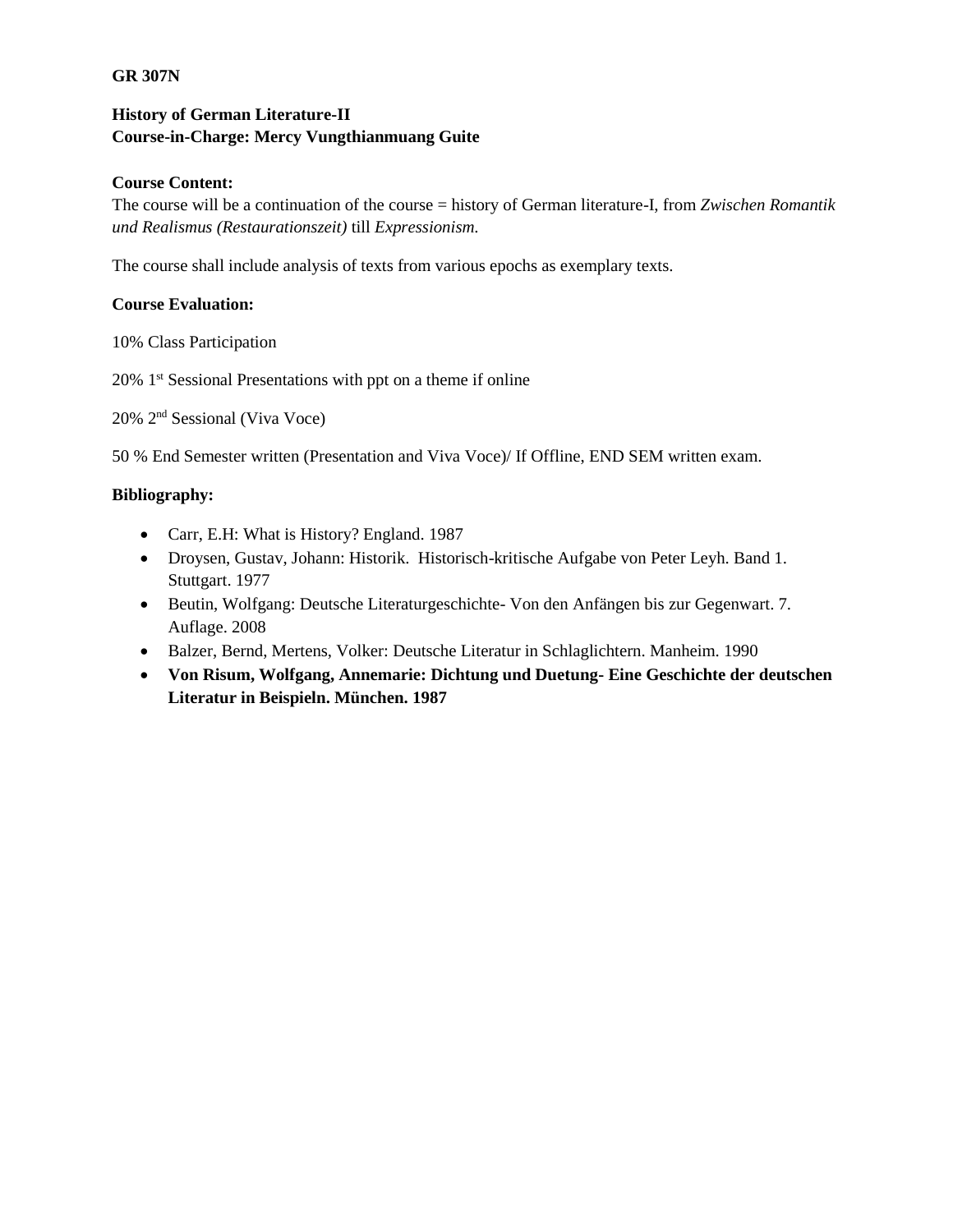**GR 307N**

**History of German Literature-II**
**Course-in-Charge: Mercy Vungthianmuang Guite**

**Course Content:**
The course will be a continuation of the course = history of German literature-I, from *Zwischen Romantik und Realismus (Restaurationszeit)* till *Expressionism.*

The course shall include analysis of texts from various epochs as exemplary texts.

**Course Evaluation:**

10% Class Participation

20% 1st Sessional Presentations with ppt on a theme if online

20% 2nd Sessional (Viva Voce)

50 % End Semester written (Presentation and Viva Voce)/ If Offline, END SEM written exam.

**Bibliography:**

- Carr, E.H: What is History? England. 1987
- Droysen, Gustav, Johann: Historik. Historisch-kritische Aufgabe von Peter Leyh. Band 1. Stuttgart. 1977
- Beutin, Wolfgang: Deutsche Literaturgeschichte- Von den Anfängen bis zur Gegenwart. 7. Auflage. 2008
- Balzer, Bernd, Mertens, Volker: Deutsche Literatur in Schlaglichtern. Manheim. 1990
- **Von Risum, Wolfgang, Annemarie: Dichtung und Duetung- Eine Geschichte der deutschen Literatur in Beispieln. München. 1987**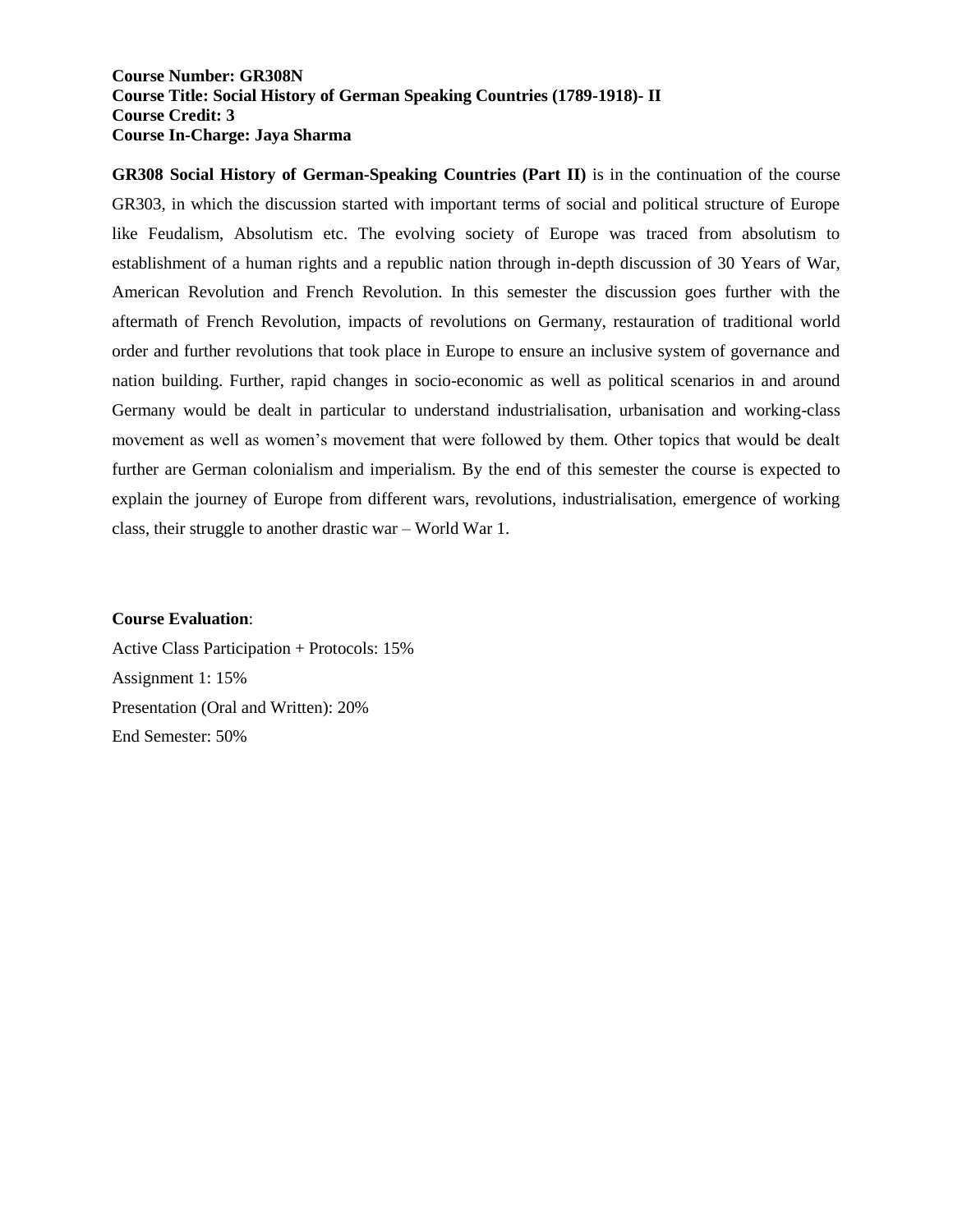**Course Number: GR308N**
**Course Title: Social History of German Speaking Countries (1789-1918)- II**
**Course Credit: 3**
**Course In-Charge: Jaya Sharma**

**GR308 Social History of German-Speaking Countries (Part II)** is in the continuation of the course GR303, in which the discussion started with important terms of social and political structure of Europe like Feudalism, Absolutism etc. The evolving society of Europe was traced from absolutism to establishment of a human rights and a republic nation through in-depth discussion of 30 Years of War, American Revolution and French Revolution. In this semester the discussion goes further with the aftermath of French Revolution, impacts of revolutions on Germany, restauration of traditional world order and further revolutions that took place in Europe to ensure an inclusive system of governance and nation building. Further, rapid changes in socio-economic as well as political scenarios in and around Germany would be dealt in particular to understand industrialisation, urbanisation and working-class movement as well as women's movement that were followed by them. Other topics that would be dealt further are German colonialism and imperialism. By the end of this semester the course is expected to explain the journey of Europe from different wars, revolutions, industrialisation, emergence of working class, their struggle to another drastic war – World War 1.

**Course Evaluation**:

Active Class Participation + Protocols: 15%

Assignment 1: 15%

Presentation (Oral and Written): 20%

End Semester: 50%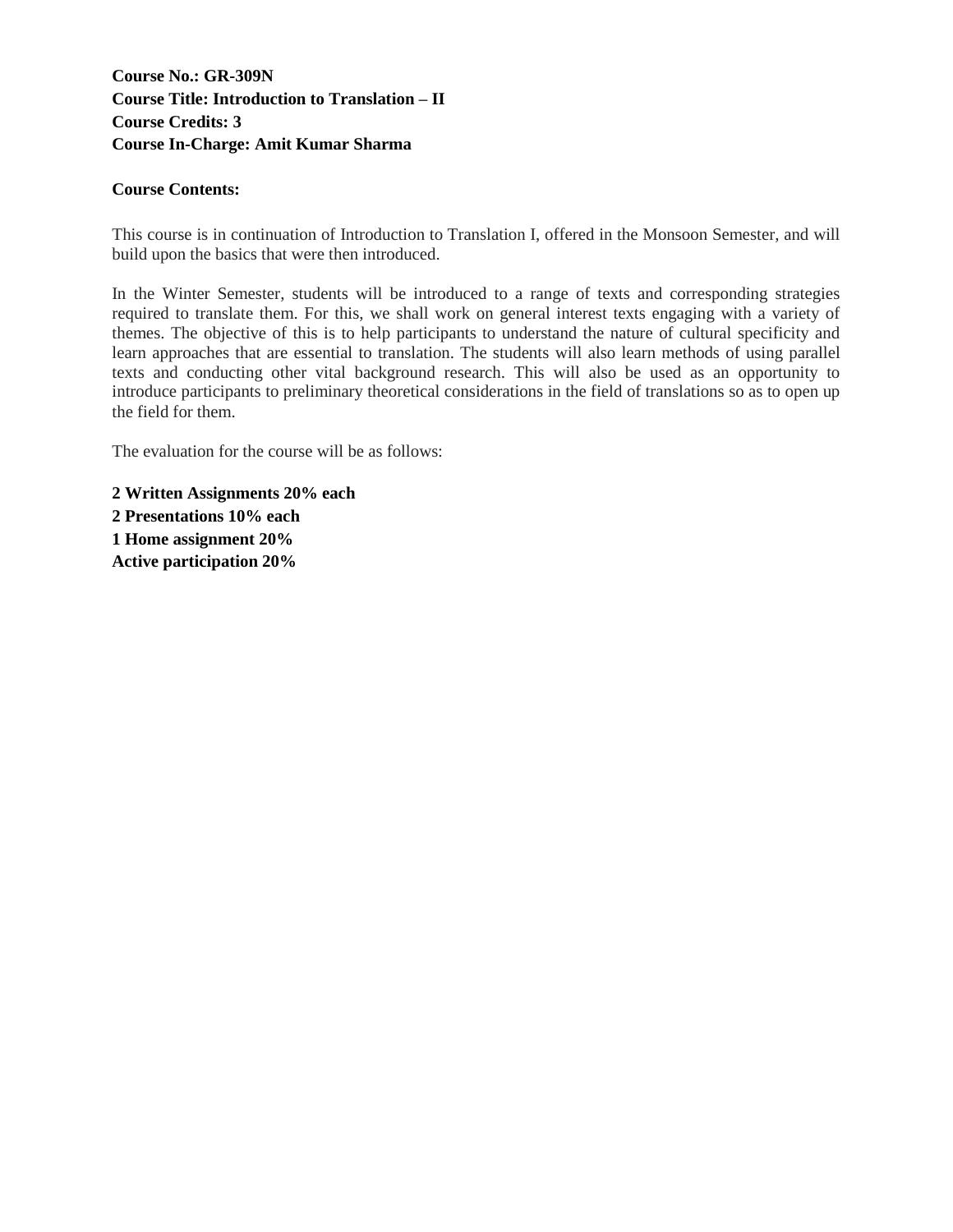**Course No.: GR-309N**
**Course Title: Introduction to Translation – II**
**Course Credits: 3**
**Course In-Charge: Amit Kumar Sharma**

**Course Contents:**

This course is in continuation of Introduction to Translation I, offered in the Monsoon Semester, and will build upon the basics that were then introduced.

In the Winter Semester, students will be introduced to a range of texts and corresponding strategies required to translate them. For this, we shall work on general interest texts engaging with a variety of themes. The objective of this is to help participants to understand the nature of cultural specificity and learn approaches that are essential to translation. The students will also learn methods of using parallel texts and conducting other vital background research. This will also be used as an opportunity to introduce participants to preliminary theoretical considerations in the field of translations so as to open up the field for them.

The evaluation for the course will be as follows:

**2 Written Assignments 20% each**
**2 Presentations 10% each**
**1 Home assignment 20%**
**Active participation 20%**